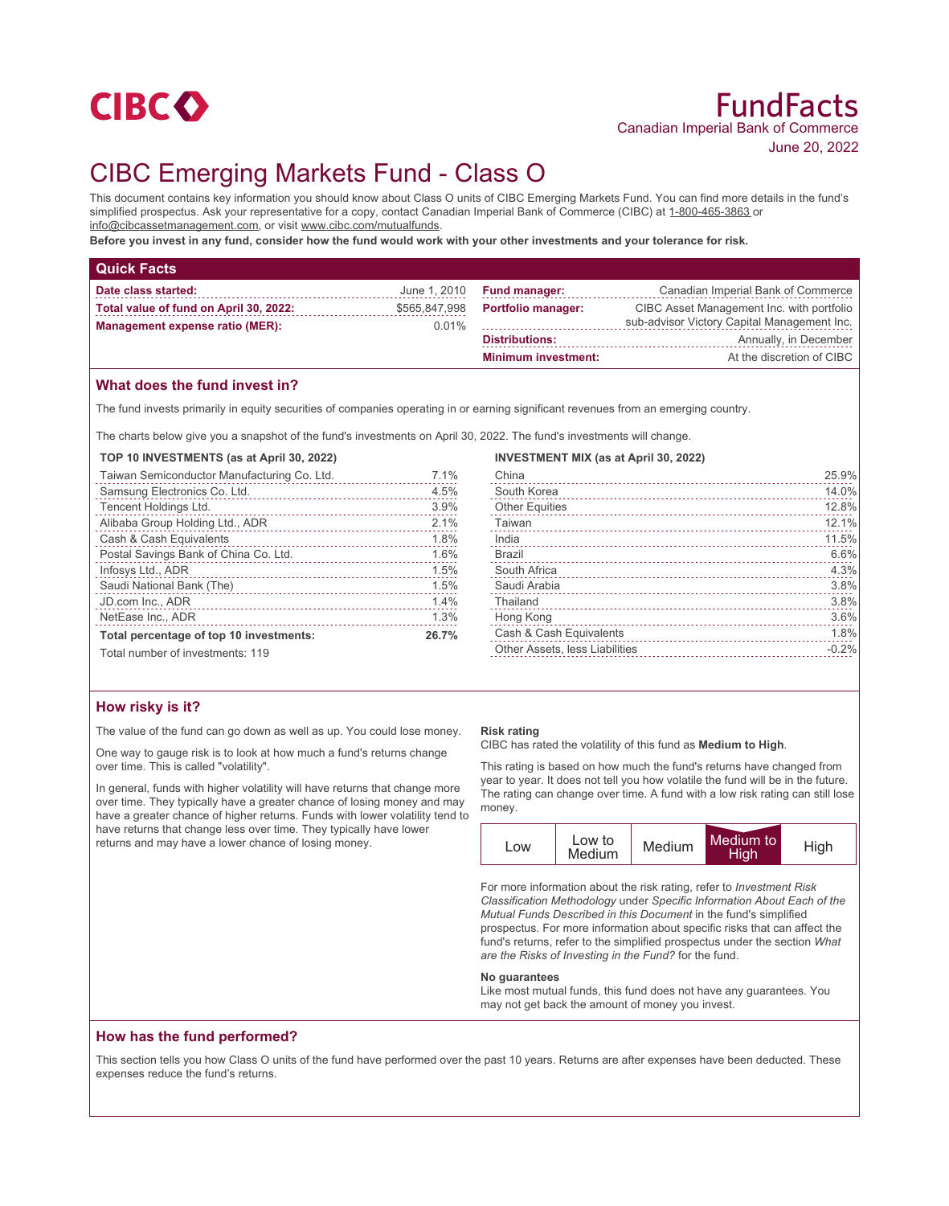CIBC

# FundFacts

Canadian Imperial Bank of Commerce

June 20, 2022

# CIBC Emerging Markets Fund - Class O

This document contains key information you should know about Class O units of CIBC Emerging Markets Fund. You can find more details in the fund's simplified prospectus. Ask your representative for a copy, contact Canadian Imperial Bank of Commerce (CIBC) at 1-800-465-3863 or info@cibcassetmanagement.com, or visit www.cibc.com/mutualfunds.

**Before you invest in any fund, consider how the fund would work with your other investments and your tolerance for risk.**

## Quick Facts

| | | | |
|---|---|---|---|
| **Date class started:** | June 1, 2010 | **Fund manager:** | Canadian Imperial Bank of Commerce |
| **Total value of fund on April 30, 2022:** | $565,847,998 | **Portfolio manager:** | CIBC Asset Management Inc. with portfolio sub-advisor Victory Capital Management Inc. |
| **Management expense ratio (MER):** | 0.01% | **Distributions:** | Annually, in December |
| | | **Minimum investment:** | At the discretion of CIBC |

## What does the fund invest in?

The fund invests primarily in equity securities of companies operating in or earning significant revenues from an emerging country.

The charts below give you a snapshot of the fund's investments on April 30, 2022. The fund's investments will change.

**TOP 10 INVESTMENTS (as at April 30, 2022)**

| | |
|---|---|
| Taiwan Semiconductor Manufacturing Co. Ltd. | 7.1% |
| Samsung Electronics Co. Ltd. | 4.5% |
| Tencent Holdings Ltd. | 3.9% |
| Alibaba Group Holding Ltd., ADR | 2.1% |
| Cash & Cash Equivalents | 1.8% |
| Postal Savings Bank of China Co. Ltd. | 1.6% |
| Infosys Ltd., ADR | 1.5% |
| Saudi National Bank (The) | 1.5% |
| JD.com Inc., ADR | 1.4% |
| NetEase Inc., ADR | 1.3% |
| **Total percentage of top 10 investments:** | **26.7%** |

Total number of investments: 119

**INVESTMENT MIX (as at April 30, 2022)**

| | |
|---|---|
| China | 25.9% |
| South Korea | 14.0% |
| Other Equities | 12.8% |
| Taiwan | 12.1% |
| India | 11.5% |
| Brazil | 6.6% |
| South Africa | 4.3% |
| Saudi Arabia | 3.8% |
| Thailand | 3.8% |
| Hong Kong | 3.6% |
| Cash & Cash Equivalents | 1.8% |
| Other Assets, less Liabilities | -0.2% |

## How risky is it?

The value of the fund can go down as well as up. You could lose money.

One way to gauge risk is to look at how much a fund's returns change over time. This is called "volatility".

In general, funds with higher volatility will have returns that change more over time. They typically have a greater chance of losing money and may have a greater chance of higher returns. Funds with lower volatility tend to have returns that change less over time. They typically have lower returns and may have a lower chance of losing money.

**Risk rating**

CIBC has rated the volatility of this fund as **Medium to High**.

This rating is based on how much the fund's returns have changed from year to year. It does not tell you how volatile the fund will be in the future. The rating can change over time. A fund with a low risk rating can still lose money.

| Low | Low to Medium | Medium | **Medium to High** | High |
|---|---|---|---|---|

For more information about the risk rating, refer to *Investment Risk Classification Methodology* under *Specific Information About Each of the Mutual Funds Described in this Document* in the fund's simplified prospectus. For more information about specific risks that can affect the fund's returns, refer to the simplified prospectus under the section *What are the Risks of Investing in the Fund?* for the fund.

**No guarantees**

Like most mutual funds, this fund does not have any guarantees. You may not get back the amount of money you invest.

## How has the fund performed?

This section tells you how Class O units of the fund have performed over the past 10 years. Returns are after expenses have been deducted. These expenses reduce the fund's returns.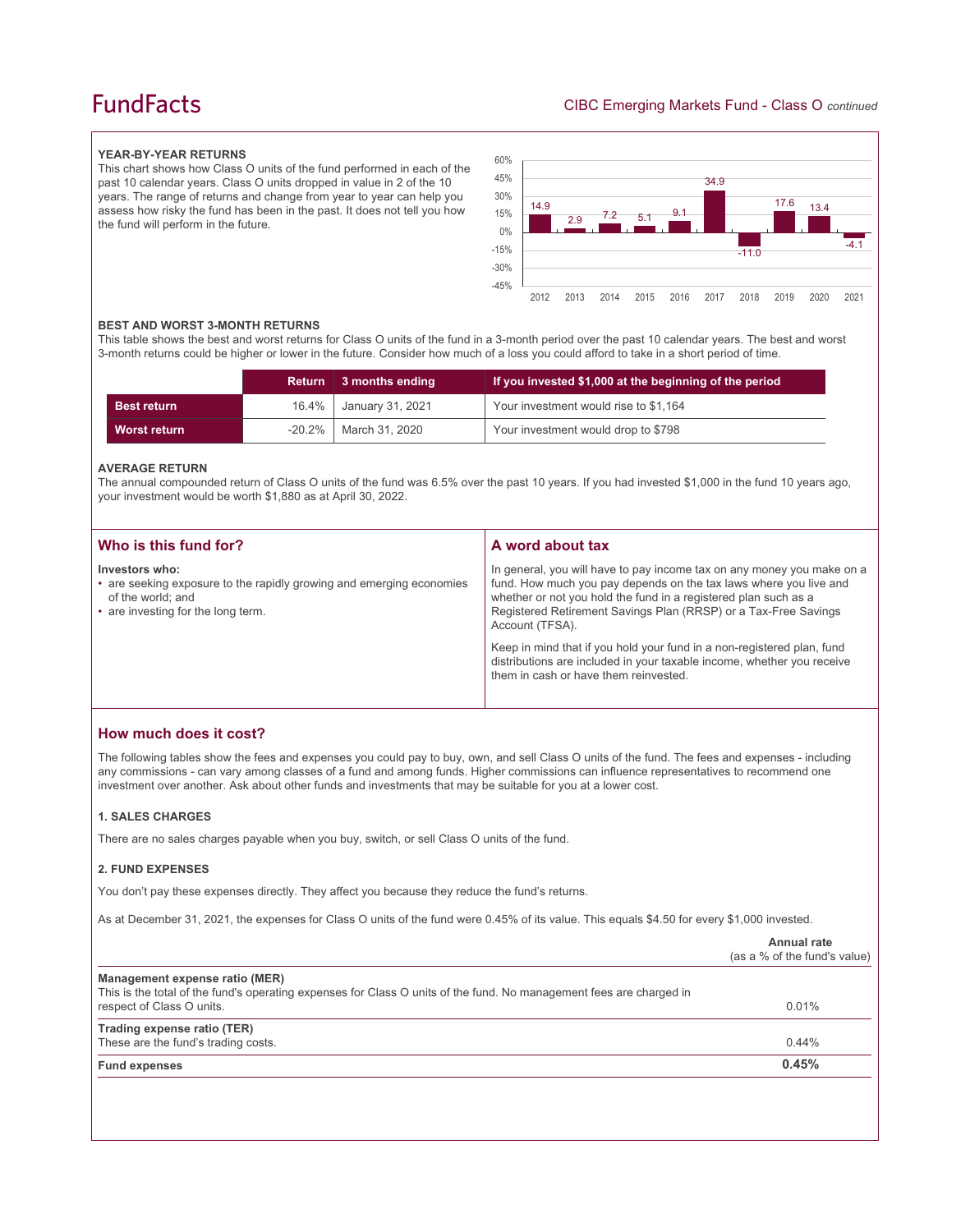## YEAR-BY-YEAR RETURNS

This chart shows how Class O units of the fund performed in each of the past 10 calendar years. Class O units dropped in value in 2 of the 10 years. The range of returns and change from year to year can help you assess how risky the fund has been in the past. It does not tell you how the fund will perform in the future.

| Year | 2012 | 2013 | 2014 | 2015 | 2016 | 2017 | 2018 | 2019 | 2020 | 2021 |
|---|---|---|---|---|---|---|---|---|---|---|
| Return (%) | 14.9 | 2.9 | 7.2 | 5.1 | 9.1 | 34.9 | -11.0 | 17.6 | 13.4 | -4.1 |

## BEST AND WORST 3-MONTH RETURNS

This table shows the best and worst returns for Class O units of the fund in a 3-month period over the past 10 calendar years. The best and worst 3-month returns could be higher or lower in the future. Consider how much of a loss you could afford to take in a short period of time.

| | Return | 3 months ending | If you invested $1,000 at the beginning of the period |
|---|---|---|---|
| **Best return** | 16.4% | January 31, 2021 | Your investment would rise to $1,164 |
| **Worst return** | -20.2% | March 31, 2020 | Your investment would drop to $798 |

## AVERAGE RETURN

The annual compounded return of Class O units of the fund was 6.5% over the past 10 years. If you had invested $1,000 in the fund 10 years ago, your investment would be worth $1,880 as at April 30, 2022.

## Who is this fund for?

**Investors who:**

- are seeking exposure to the rapidly growing and emerging economies of the world; and
- are investing for the long term.

## A word about tax

In general, you will have to pay income tax on any money you make on a fund. How much you pay depends on the tax laws where you live and whether or not you hold the fund in a registered plan such as a Registered Retirement Savings Plan (RRSP) or a Tax-Free Savings Account (TFSA).

Keep in mind that if you hold your fund in a non-registered plan, fund distributions are included in your taxable income, whether you receive them in cash or have them reinvested.

## How much does it cost?

The following tables show the fees and expenses you could pay to buy, own, and sell Class O units of the fund. The fees and expenses - including any commissions - can vary among classes of a fund and among funds. Higher commissions can influence representatives to recommend one investment over another. Ask about other funds and investments that may be suitable for you at a lower cost.

### 1. SALES CHARGES

There are no sales charges payable when you buy, switch, or sell Class O units of the fund.

### 2. FUND EXPENSES

You don't pay these expenses directly. They affect you because they reduce the fund's returns.

As at December 31, 2021, the expenses for Class O units of the fund were 0.45% of its value. This equals $4.50 for every $1,000 invested.

| | Annual rate (as a % of the fund's value) |
|---|---|
| **Management expense ratio (MER)** This is the total of the fund's operating expenses for Class O units of the fund. No management fees are charged in respect of Class O units. | 0.01% |
| **Trading expense ratio (TER)** These are the fund's trading costs. | 0.44% |
| **Fund expenses** | **0.45%** |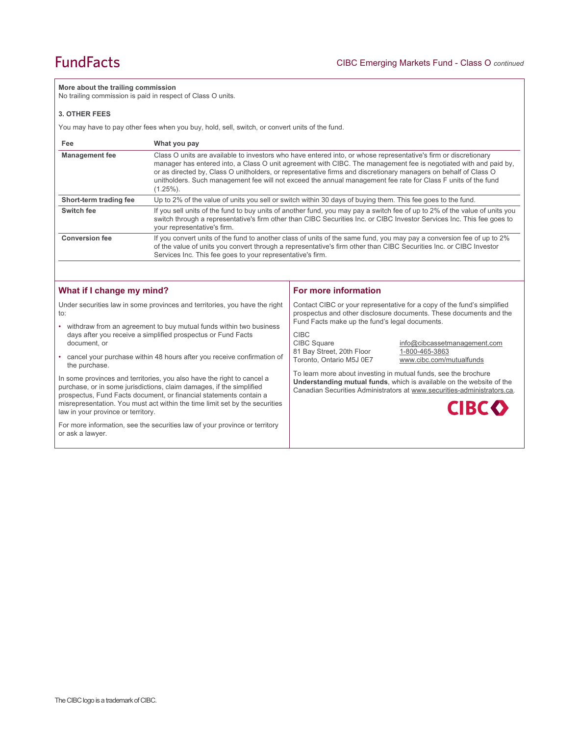**More about the trailing commission**

No trailing commission is paid in respect of Class O units.

**3. OTHER FEES**

You may have to pay other fees when you buy, hold, sell, switch, or convert units of the fund.

| Fee | What you pay |
|---|---|
| **Management fee** | Class O units are available to investors who have entered into, or whose representative's firm or discretionary manager has entered into, a Class O unit agreement with CIBC. The management fee is negotiated with and paid by, or as directed by, Class O unitholders, or representative firms and discretionary managers on behalf of Class O unitholders. Such management fee will not exceed the annual management fee rate for Class F units of the fund (1.25%). |
| **Short-term trading fee** | Up to 2% of the value of units you sell or switch within 30 days of buying them. This fee goes to the fund. |
| **Switch fee** | If you sell units of the fund to buy units of another fund, you may pay a switch fee of up to 2% of the value of units you switch through a representative's firm other than CIBC Securities Inc. or CIBC Investor Services Inc. This fee goes to your representative's firm. |
| **Conversion fee** | If you convert units of the fund to another class of units of the same fund, you may pay a conversion fee of up to 2% of the value of units you convert through a representative's firm other than CIBC Securities Inc. or CIBC Investor Services Inc. This fee goes to your representative's firm. |

## What if I change my mind?

Under securities law in some provinces and territories, you have the right to:

- withdraw from an agreement to buy mutual funds within two business days after you receive a simplified prospectus or Fund Facts document, or
- cancel your purchase within 48 hours after you receive confirmation of the purchase.

In some provinces and territories, you also have the right to cancel a purchase, or in some jurisdictions, claim damages, if the simplified prospectus, Fund Facts document, or financial statements contain a misrepresentation. You must act within the time limit set by the securities law in your province or territory.

For more information, see the securities law of your province or territory or ask a lawyer.

## For more information

Contact CIBC or your representative for a copy of the fund's simplified prospectus and other disclosure documents. These documents and the Fund Facts make up the fund's legal documents.

CIBC
CIBC Square
81 Bay Street, 20th Floor
Toronto, Ontario M5J 0E7

info@cibcassetmanagement.com
1-800-465-3863
www.cibc.com/mutualfunds

To learn more about investing in mutual funds, see the brochure **Understanding mutual funds**, which is available on the website of the Canadian Securities Administrators at www.securities-administrators.ca.

The CIBC logo is a trademark of CIBC.